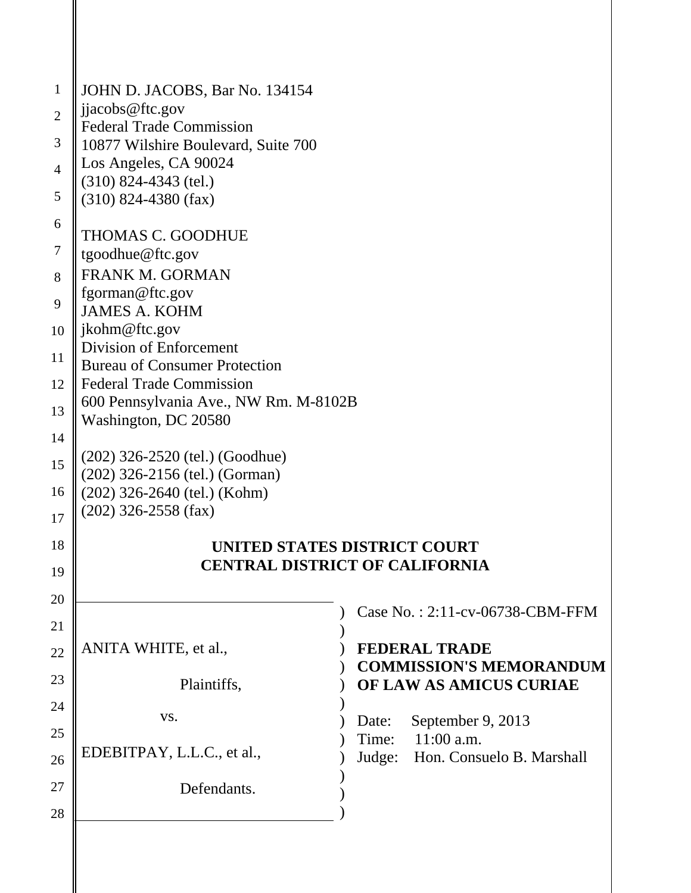JOHN D. JACOBS, Bar No. 134154
jjacobs@ftc.gov
Federal Trade Commission
10877 Wilshire Boulevard, Suite 700
Los Angeles, CA 90024
(310) 824-4343 (tel.)
(310) 824-4380 (fax)

THOMAS C. GOODHUE
tgoodhue@ftc.gov
FRANK M. GORMAN
fgorman@ftc.gov
JAMES A. KOHM
jkohm@ftc.gov
Division of Enforcement
Bureau of Consumer Protection
Federal Trade Commission
600 Pennsylvania Ave., NW Rm. M-8102B
Washington, DC 20580

(202) 326-2520 (tel.) (Goodhue)
(202) 326-2156 (tel.) (Gorman)
(202) 326-2640 (tel.) (Kohm)
(202) 326-2558 (fax)

**UNITED STATES DISTRICT COURT**
**CENTRAL DISTRICT OF CALIFORNIA**

ANITA WHITE, et al.,

Plaintiffs,

vs.

EDEBITPAY, L.L.C., et al.,

Defendants.

Case No. : 2:11-cv-06738-CBM-FFM

**FEDERAL TRADE COMMISSION'S MEMORANDUM OF LAW AS AMICUS CURIAE**

Date: September 9, 2013
Time: 11:00 a.m.
Judge: Hon. Consuelo B. Marshall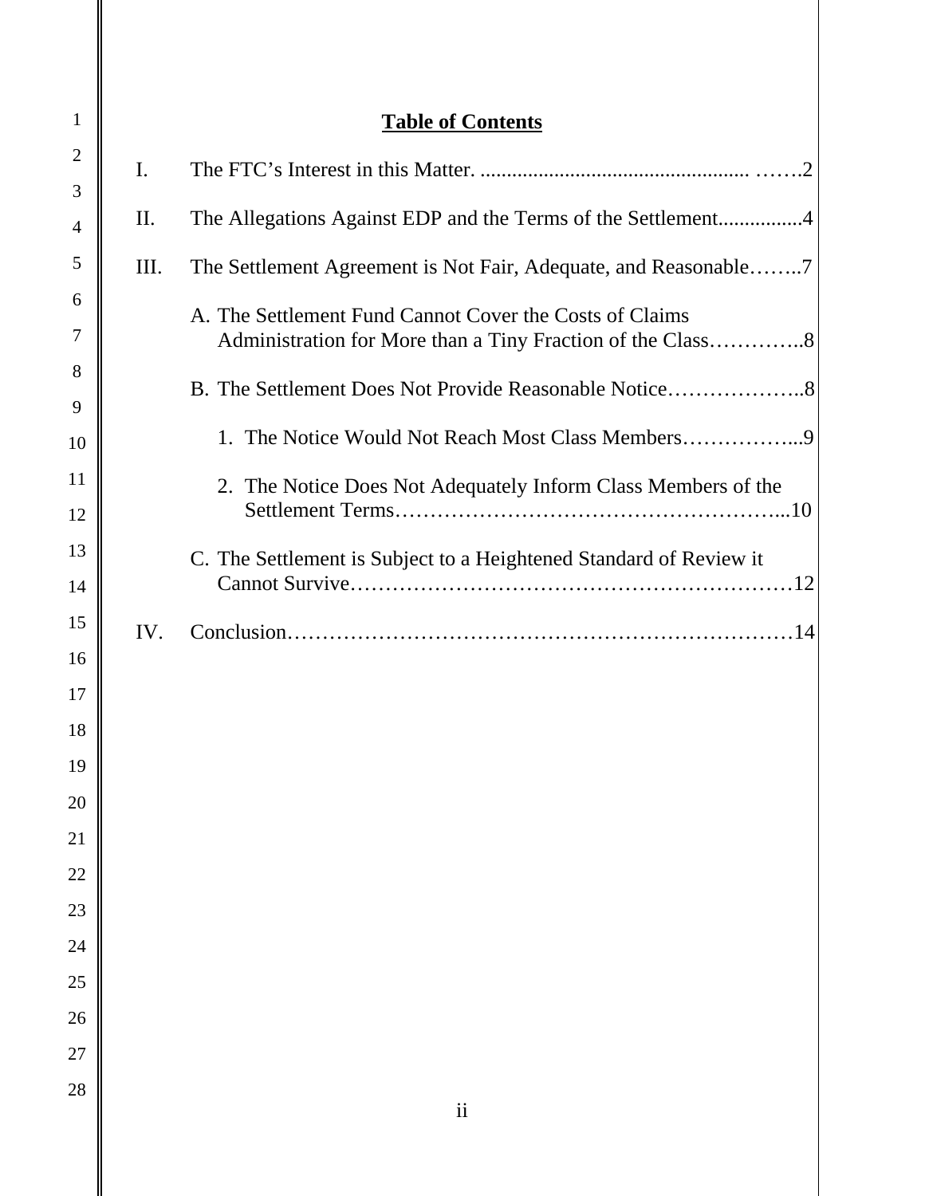**Table of Contents**

I. The FTC's Interest in this Matter. ....................................................2

II. The Allegations Against EDP and the Terms of the Settlement................4

III. The Settlement Agreement is Not Fair, Adequate, and Reasonable……..7

  A. The Settlement Fund Cannot Cover the Costs of Claims Administration for More than a Tiny Fraction of the Class…………..8

  B. The Settlement Does Not Provide Reasonable Notice………………..8

    1. The Notice Would Not Reach Most Class Members……………...9

    2. The Notice Does Not Adequately Inform Class Members of the Settlement Terms……………………………………………...10

  C. The Settlement is Subject to a Heightened Standard of Review it Cannot Survive……………………………………………………12

IV. Conclusion……………………………………………………………14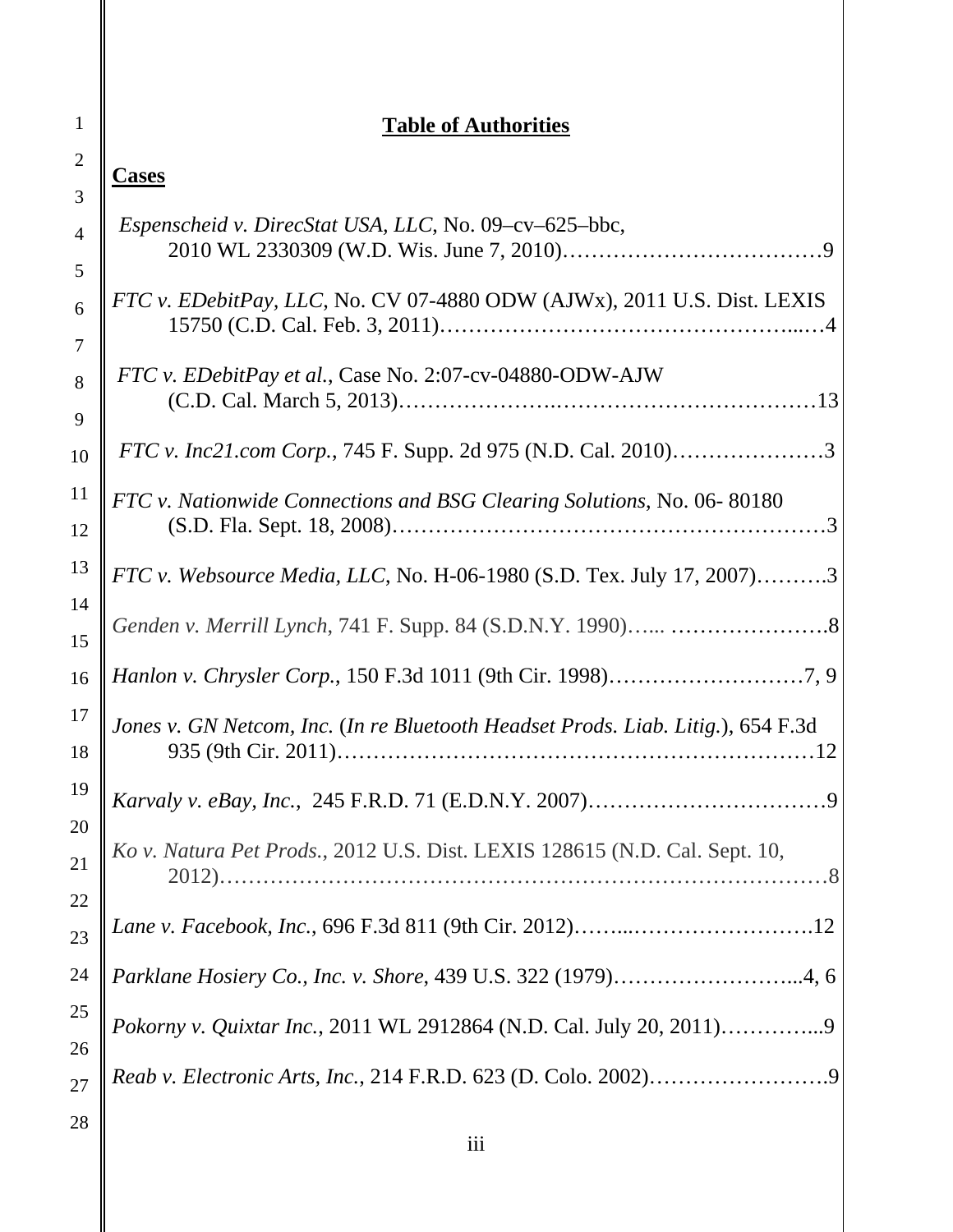# Table of Authorities

## Cases

*Espenscheid v. DirecStat USA, LLC*, No. 09–cv–625–bbc, 2010 WL 2330309 (W.D. Wis. June 7, 2010)……………………………9

*FTC v. EDebitPay, LLC*, No. CV 07-4880 ODW (AJWx), 2011 U.S. Dist. LEXIS 15750 (C.D. Cal. Feb. 3, 2011)…………………………………...…4

*FTC v. EDebitPay et al.*, Case No. 2:07-cv-04880-ODW-AJW (C.D. Cal. March 5, 2013)…………………..………………………………13

*FTC v. Inc21.com Corp.*, 745 F. Supp. 2d 975 (N.D. Cal. 2010)…………………3

*FTC v. Nationwide Connections and BSG Clearing Solutions*, No. 06- 80180 (S.D. Fla. Sept. 18, 2008)……………………………………………………3

*FTC v. Websource Media, LLC*, No. H-06-1980 (S.D. Tex. July 17, 2007)……….3

*Genden v. Merrill Lynch*, 741 F. Supp. 84 (S.D.N.Y. 1990)….. ………………….8

*Hanlon v. Chrysler Corp.*, 150 F.3d 1011 (9th Cir. 1998)………………………7, 9

*Jones v. GN Netcom, Inc.* (*In re Bluetooth Headset Prods. Liab. Litig.*), 654 F.3d 935 (9th Cir. 2011)……………………………………………………………12

*Karvaly v. eBay, Inc.*, 245 F.R.D. 71 (E.D.N.Y. 2007)……………………………9

*Ko v. Natura Pet Prods.*, 2012 U.S. Dist. LEXIS 128615 (N.D. Cal. Sept. 10, 2012)……………………………………………………………………………8

*Lane v. Facebook, Inc.*, 696 F.3d 811 (9th Cir. 2012)……...…………………….12

*Parklane Hosiery Co., Inc. v. Shore*, 439 U.S. 322 (1979)……………………...4, 6

*Pokorny v. Quixtar Inc.*, 2011 WL 2912864 (N.D. Cal. July 20, 2011)…………...9

*Reab v. Electronic Arts, Inc.*, 214 F.R.D. 623 (D. Colo. 2002)…………………….9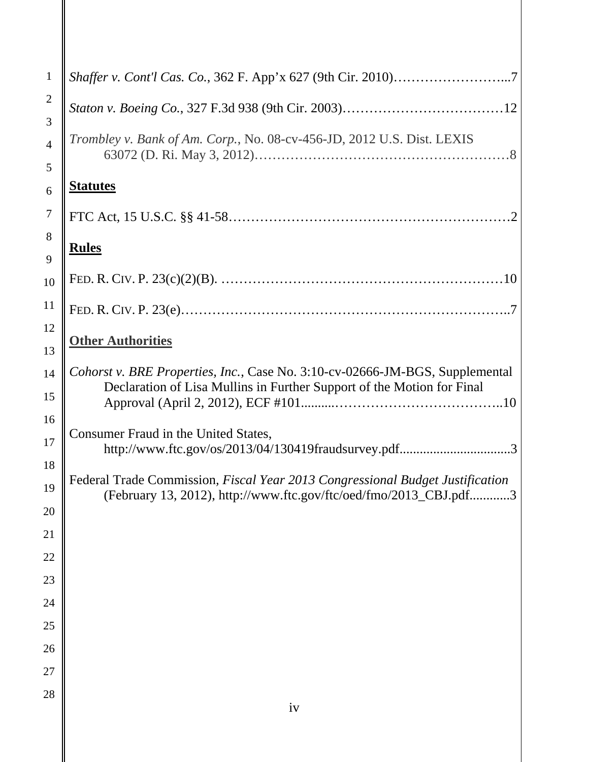*Shaffer v. Cont'l Cas. Co.*, 362 F. App'x 627 (9th Cir. 2010)……………………...7

*Staton v. Boeing Co.*, 327 F.3d 938 (9th Cir. 2003)………………………………12

*Trombley v. Bank of Am. Corp.*, No. 08-cv-456-JD, 2012 U.S. Dist. LEXIS 63072 (D. Ri. May 3, 2012)…………………………………………………8

**Statutes**

FTC Act, 15 U.S.C. §§ 41-58………………………………………………………2

**Rules**

FED. R. CIV. P. 23(c)(2)(B). ………………………………………………………10

FED. R. CIV. P. 23(e)…………………………………………………………………..7

**Other Authorities**

*Cohorst v. BRE Properties, Inc.*, Case No. 3:10-cv-02666-JM-BGS, Supplemental Declaration of Lisa Mullins in Further Support of the Motion for Final Approval (April 2, 2012), ECF #101..........……………………………..10

Consumer Fraud in the United States, http://www.ftc.gov/os/2013/04/130419fraudsurvey.pdf.................................3

Federal Trade Commission, *Fiscal Year 2013 Congressional Budget Justification* (February 13, 2012), http://www.ftc.gov/ftc/oed/fmo/2013_CBJ.pdf............3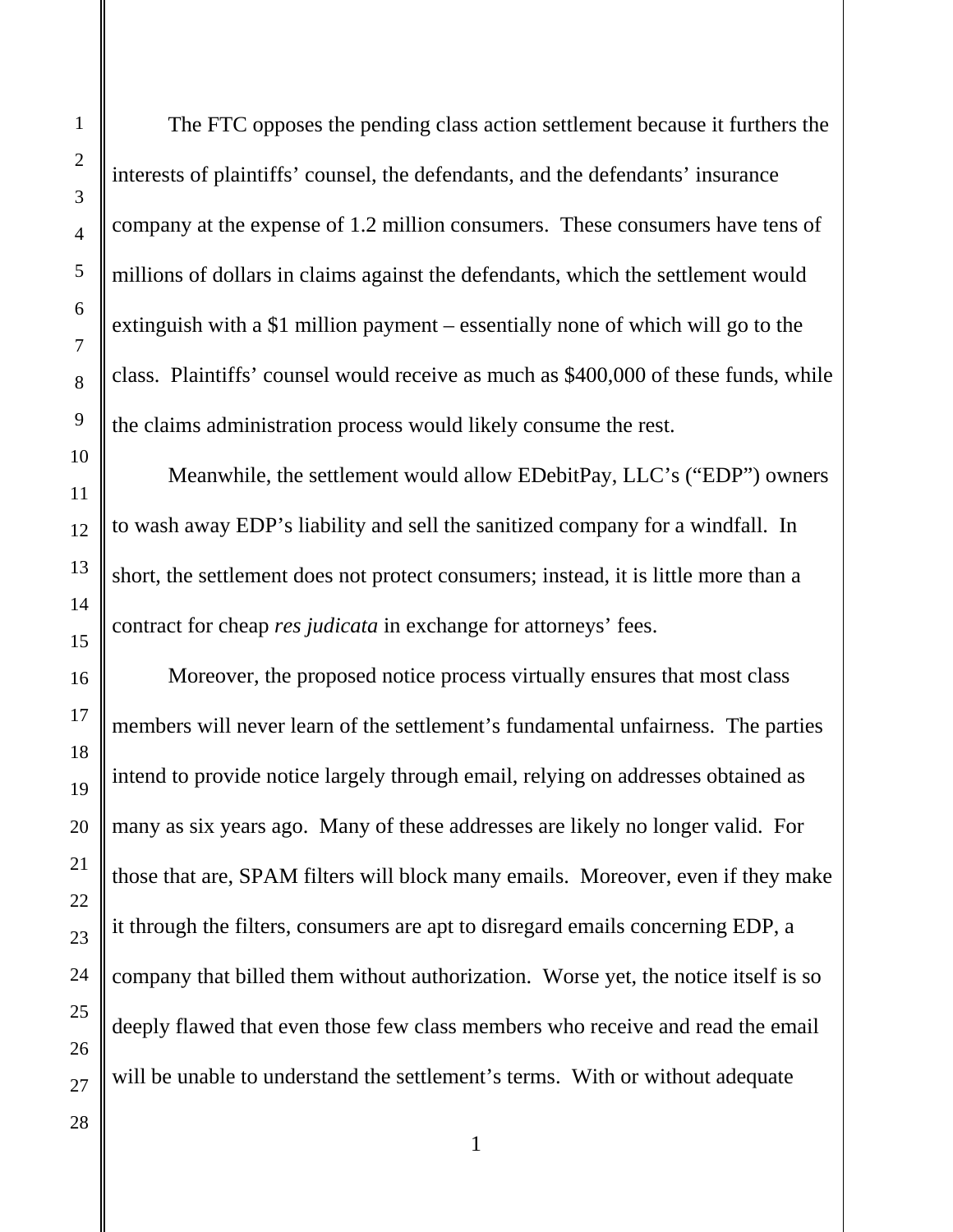The FTC opposes the pending class action settlement because it furthers the interests of plaintiffs' counsel, the defendants, and the defendants' insurance company at the expense of 1.2 million consumers. These consumers have tens of millions of dollars in claims against the defendants, which the settlement would extinguish with a $1 million payment – essentially none of which will go to the class. Plaintiffs' counsel would receive as much as $400,000 of these funds, while the claims administration process would likely consume the rest.

Meanwhile, the settlement would allow EDebitPay, LLC's ("EDP") owners to wash away EDP's liability and sell the sanitized company for a windfall. In short, the settlement does not protect consumers; instead, it is little more than a contract for cheap *res judicata* in exchange for attorneys' fees.

Moreover, the proposed notice process virtually ensures that most class members will never learn of the settlement's fundamental unfairness. The parties intend to provide notice largely through email, relying on addresses obtained as many as six years ago. Many of these addresses are likely no longer valid. For those that are, SPAM filters will block many emails. Moreover, even if they make it through the filters, consumers are apt to disregard emails concerning EDP, a company that billed them without authorization. Worse yet, the notice itself is so deeply flawed that even those few class members who receive and read the email will be unable to understand the settlement's terms. With or without adequate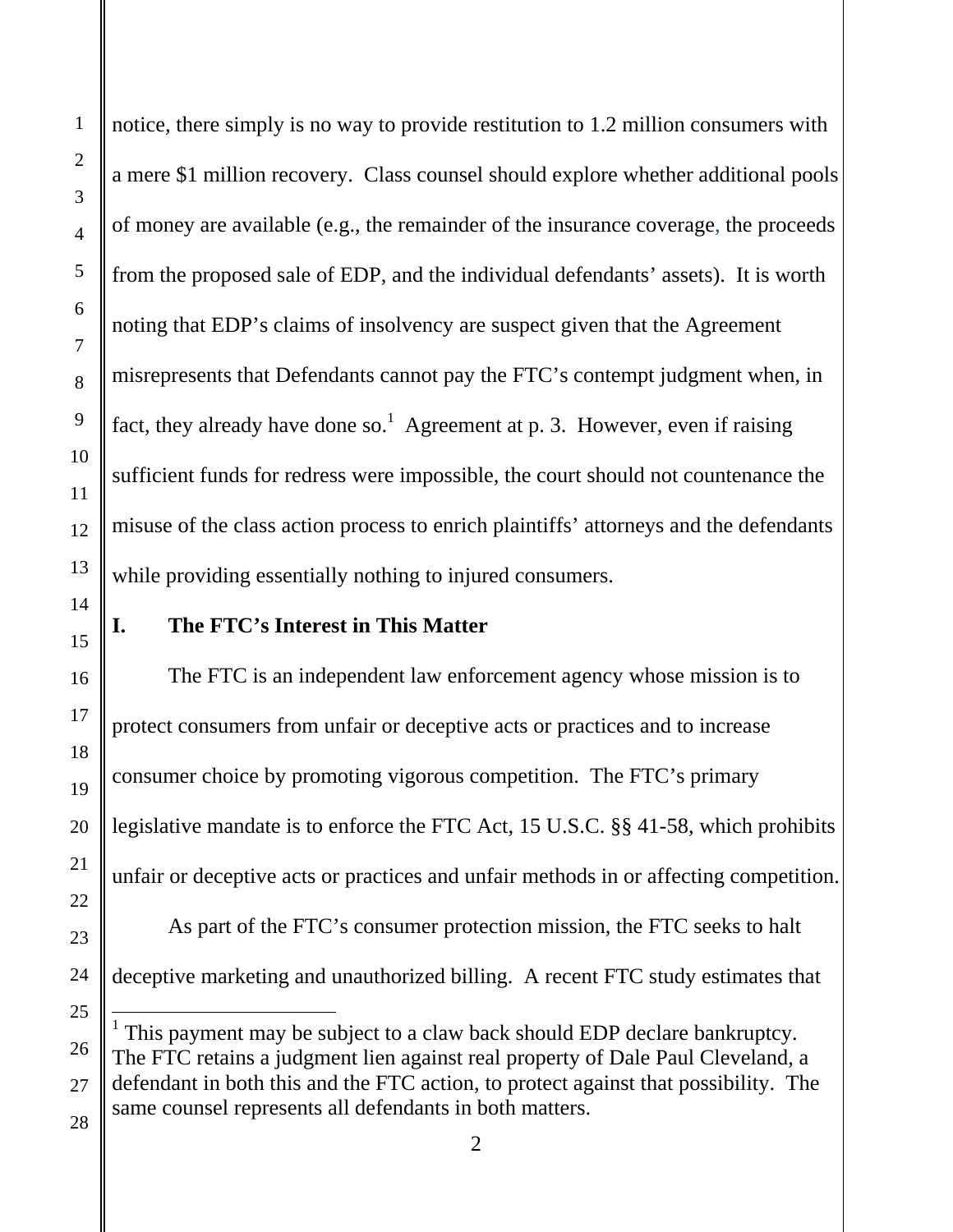notice, there simply is no way to provide restitution to 1.2 million consumers with a mere $1 million recovery. Class counsel should explore whether additional pools of money are available (e.g., the remainder of the insurance coverage, the proceeds from the proposed sale of EDP, and the individual defendants' assets). It is worth noting that EDP's claims of insolvency are suspect given that the Agreement misrepresents that Defendants cannot pay the FTC's contempt judgment when, in fact, they already have done so.[1] Agreement at p. 3. However, even if raising sufficient funds for redress were impossible, the court should not countenance the misuse of the class action process to enrich plaintiffs' attorneys and the defendants while providing essentially nothing to injured consumers.

## I. The FTC's Interest in This Matter

The FTC is an independent law enforcement agency whose mission is to protect consumers from unfair or deceptive acts or practices and to increase consumer choice by promoting vigorous competition. The FTC's primary legislative mandate is to enforce the FTC Act, 15 U.S.C. §§ 41-58, which prohibits unfair or deceptive acts or practices and unfair methods in or affecting competition.

As part of the FTC's consumer protection mission, the FTC seeks to halt deceptive marketing and unauthorized billing. A recent FTC study estimates that

---

[1] This payment may be subject to a claw back should EDP declare bankruptcy. The FTC retains a judgment lien against real property of Dale Paul Cleveland, a defendant in both this and the FTC action, to protect against that possibility. The same counsel represents all defendants in both matters.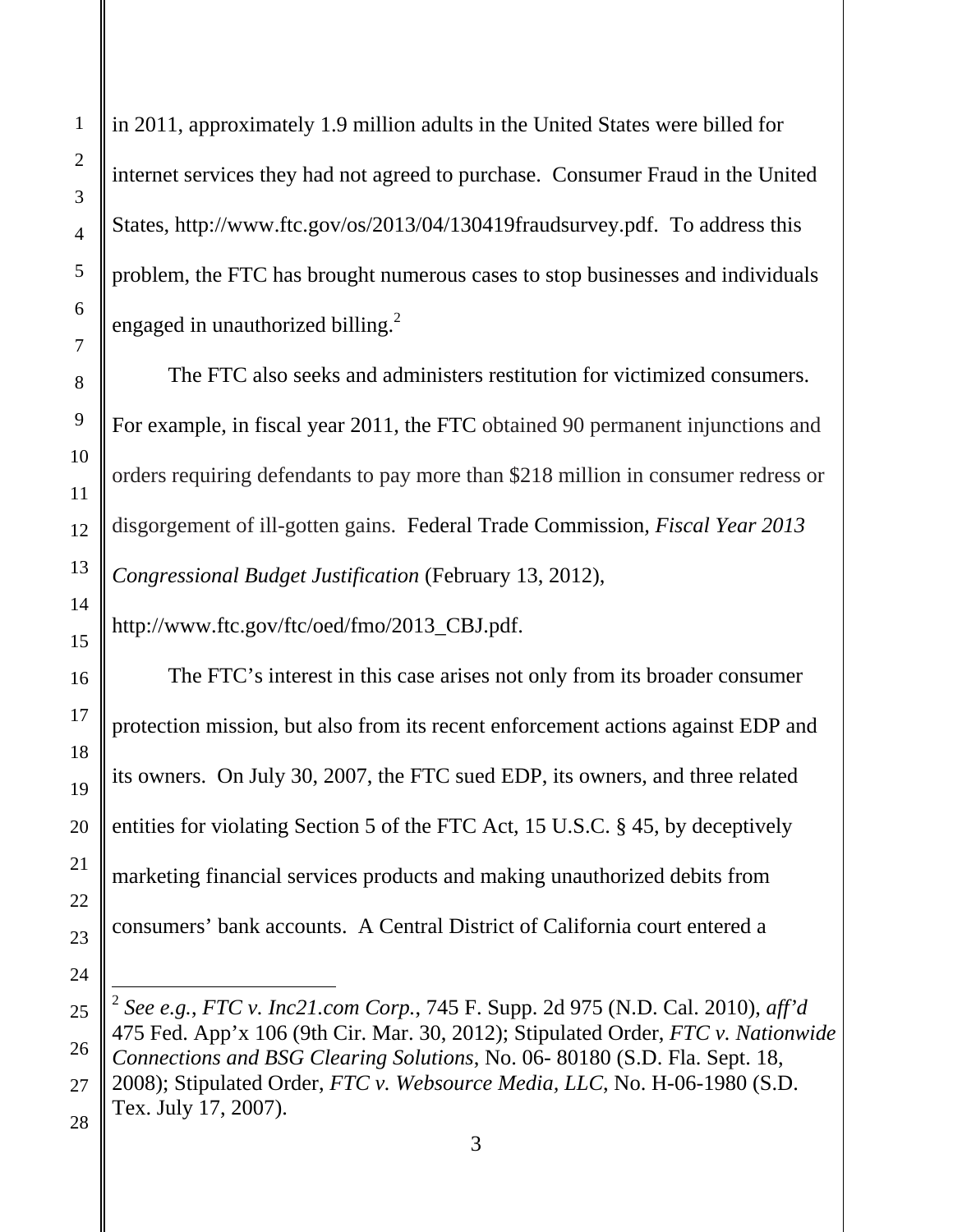in 2011, approximately 1.9 million adults in the United States were billed for internet services they had not agreed to purchase. Consumer Fraud in the United States, http://www.ftc.gov/os/2013/04/130419fraudsurvey.pdf. To address this problem, the FTC has brought numerous cases to stop businesses and individuals engaged in unauthorized billing.[2]

The FTC also seeks and administers restitution for victimized consumers. For example, in fiscal year 2011, the FTC obtained 90 permanent injunctions and orders requiring defendants to pay more than $218 million in consumer redress or disgorgement of ill-gotten gains. Federal Trade Commission, *Fiscal Year 2013 Congressional Budget Justification* (February 13, 2012), http://www.ftc.gov/ftc/oed/fmo/2013_CBJ.pdf.

The FTC's interest in this case arises not only from its broader consumer protection mission, but also from its recent enforcement actions against EDP and its owners. On July 30, 2007, the FTC sued EDP, its owners, and three related entities for violating Section 5 of the FTC Act, 15 U.S.C. § 45, by deceptively marketing financial services products and making unauthorized debits from consumers' bank accounts. A Central District of California court entered a

---

[2] *See e.g.*, *FTC v. Inc21.com Corp.*, 745 F. Supp. 2d 975 (N.D. Cal. 2010), *aff'd* 475 Fed. App'x 106 (9th Cir. Mar. 30, 2012); Stipulated Order, *FTC v. Nationwide Connections and BSG Clearing Solutions*, No. 06- 80180 (S.D. Fla. Sept. 18, 2008); Stipulated Order, *FTC v. Websource Media, LLC*, No. H-06-1980 (S.D. Tex. July 17, 2007).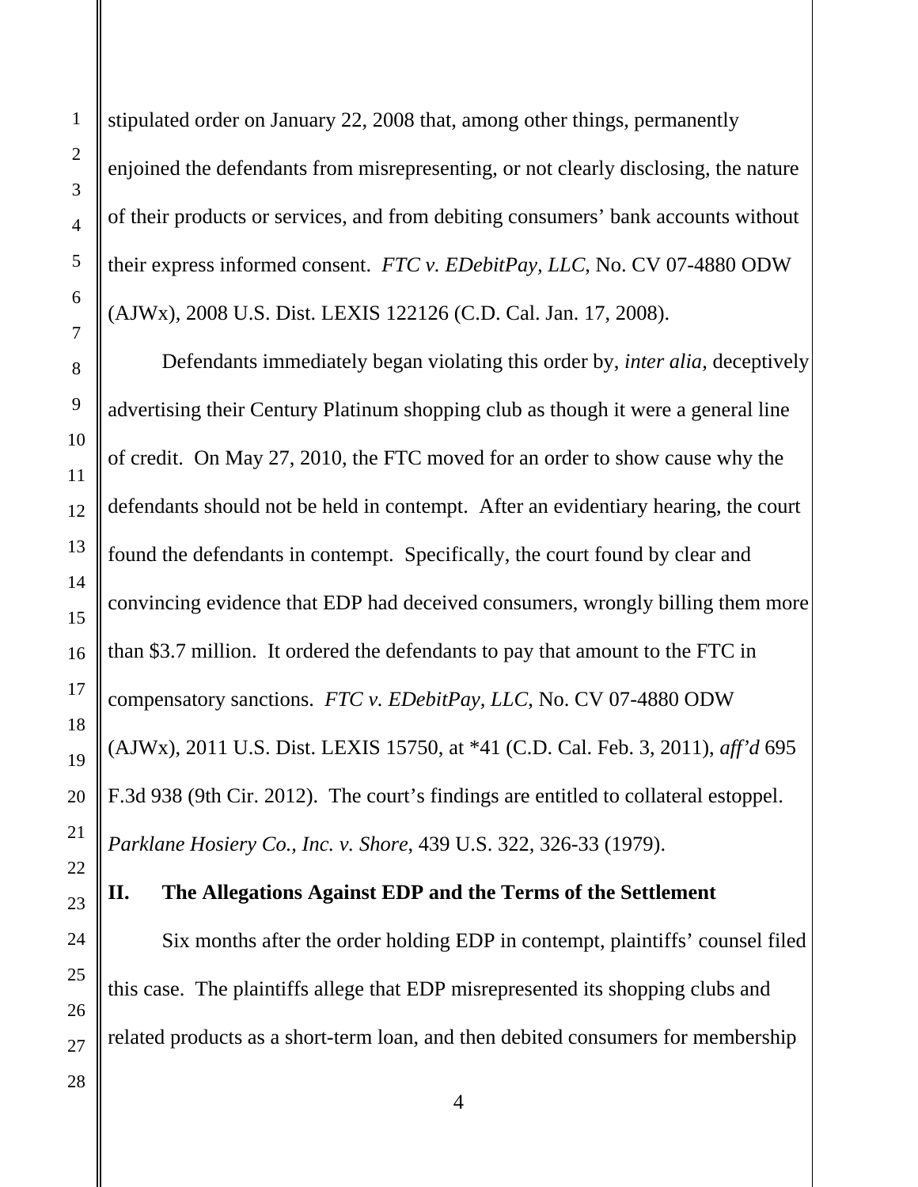stipulated order on January 22, 2008 that, among other things, permanently enjoined the defendants from misrepresenting, or not clearly disclosing, the nature of their products or services, and from debiting consumers' bank accounts without their express informed consent. *FTC v. EDebitPay, LLC*, No. CV 07-4880 ODW (AJWx), 2008 U.S. Dist. LEXIS 122126 (C.D. Cal. Jan. 17, 2008).

Defendants immediately began violating this order by, *inter alia*, deceptively advertising their Century Platinum shopping club as though it were a general line of credit. On May 27, 2010, the FTC moved for an order to show cause why the defendants should not be held in contempt. After an evidentiary hearing, the court found the defendants in contempt. Specifically, the court found by clear and convincing evidence that EDP had deceived consumers, wrongly billing them more than $3.7 million. It ordered the defendants to pay that amount to the FTC in compensatory sanctions. *FTC v. EDebitPay, LLC*, No. CV 07-4880 ODW (AJWx), 2011 U.S. Dist. LEXIS 15750, at *41 (C.D. Cal. Feb. 3, 2011), *aff'd* 695 F.3d 938 (9th Cir. 2012). The court's findings are entitled to collateral estoppel. *Parklane Hosiery Co., Inc. v. Shore*, 439 U.S. 322, 326-33 (1979).

## II. The Allegations Against EDP and the Terms of the Settlement

Six months after the order holding EDP in contempt, plaintiffs' counsel filed this case. The plaintiffs allege that EDP misrepresented its shopping clubs and related products as a short-term loan, and then debited consumers for membership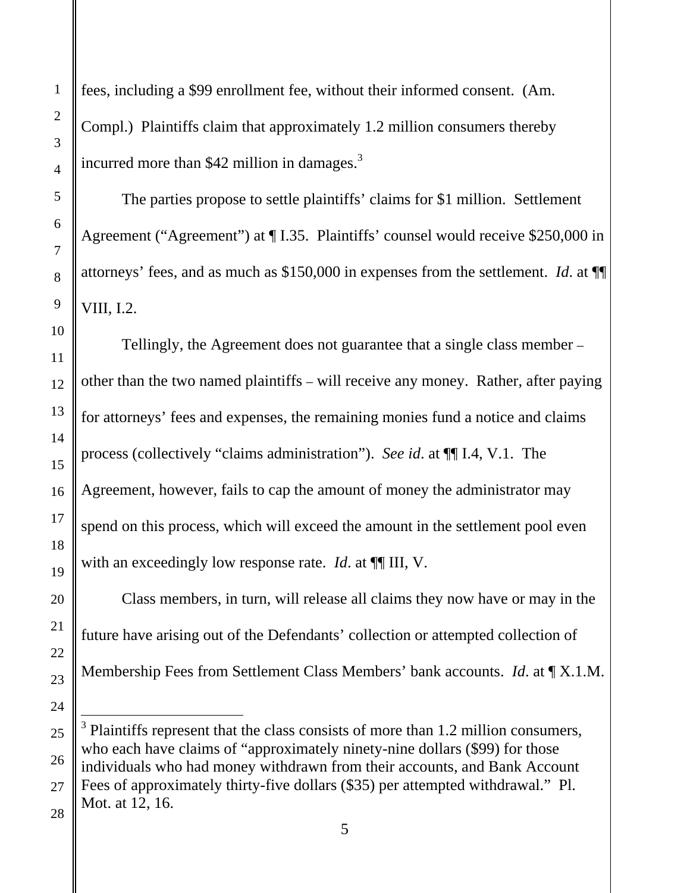fees, including a $99 enrollment fee, without their informed consent. (Am. Compl.) Plaintiffs claim that approximately 1.2 million consumers thereby incurred more than $42 million in damages.[3]

The parties propose to settle plaintiffs' claims for $1 million. Settlement Agreement ("Agreement") at ¶ I.35. Plaintiffs' counsel would receive $250,000 in attorneys' fees, and as much as $150,000 in expenses from the settlement. *Id*. at ¶¶ VIII, I.2.

Tellingly, the Agreement does not guarantee that a single class member – other than the two named plaintiffs – will receive any money. Rather, after paying for attorneys' fees and expenses, the remaining monies fund a notice and claims process (collectively "claims administration"). *See id*. at ¶¶ I.4, V.1. The Agreement, however, fails to cap the amount of money the administrator may spend on this process, which will exceed the amount in the settlement pool even with an exceedingly low response rate. *Id*. at ¶¶ III, V.

Class members, in turn, will release all claims they now have or may in the future have arising out of the Defendants' collection or attempted collection of Membership Fees from Settlement Class Members' bank accounts. *Id*. at ¶ X.1.M.

---

[3] Plaintiffs represent that the class consists of more than 1.2 million consumers, who each have claims of "approximately ninety-nine dollars ($99) for those individuals who had money withdrawn from their accounts, and Bank Account Fees of approximately thirty-five dollars ($35) per attempted withdrawal." Pl. Mot. at 12, 16.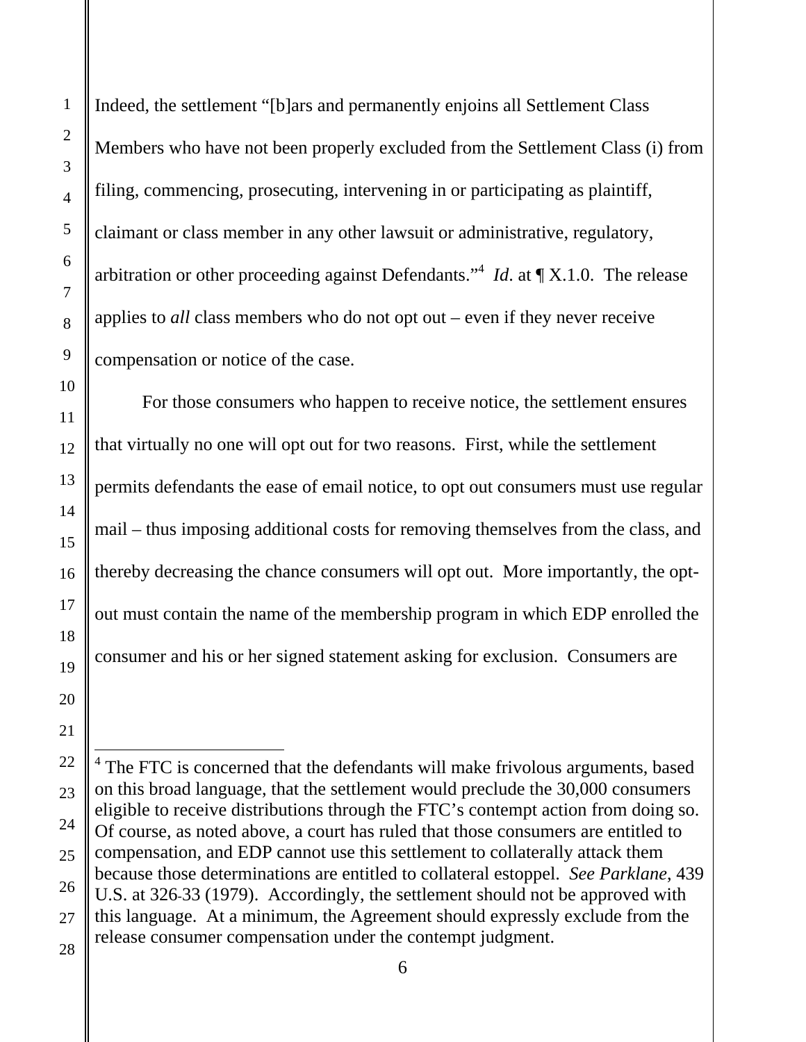Indeed, the settlement "[b]ars and permanently enjoins all Settlement Class Members who have not been properly excluded from the Settlement Class (i) from filing, commencing, prosecuting, intervening in or participating as plaintiff, claimant or class member in any other lawsuit or administrative, regulatory, arbitration or other proceeding against Defendants."[4] *Id.* at ¶ X.1.0. The release applies to *all* class members who do not opt out – even if they never receive compensation or notice of the case.

For those consumers who happen to receive notice, the settlement ensures that virtually no one will opt out for two reasons. First, while the settlement permits defendants the ease of email notice, to opt out consumers must use regular mail – thus imposing additional costs for removing themselves from the class, and thereby decreasing the chance consumers will opt out. More importantly, the opt-out must contain the name of the membership program in which EDP enrolled the consumer and his or her signed statement asking for exclusion. Consumers are

---

[4] The FTC is concerned that the defendants will make frivolous arguments, based on this broad language, that the settlement would preclude the 30,000 consumers eligible to receive distributions through the FTC's contempt action from doing so. Of course, as noted above, a court has ruled that those consumers are entitled to compensation, and EDP cannot use this settlement to collaterally attack them because those determinations are entitled to collateral estoppel. *See Parklane*, 439 U.S. at 326-33 (1979). Accordingly, the settlement should not be approved with this language. At a minimum, the Agreement should expressly exclude from the release consumer compensation under the contempt judgment.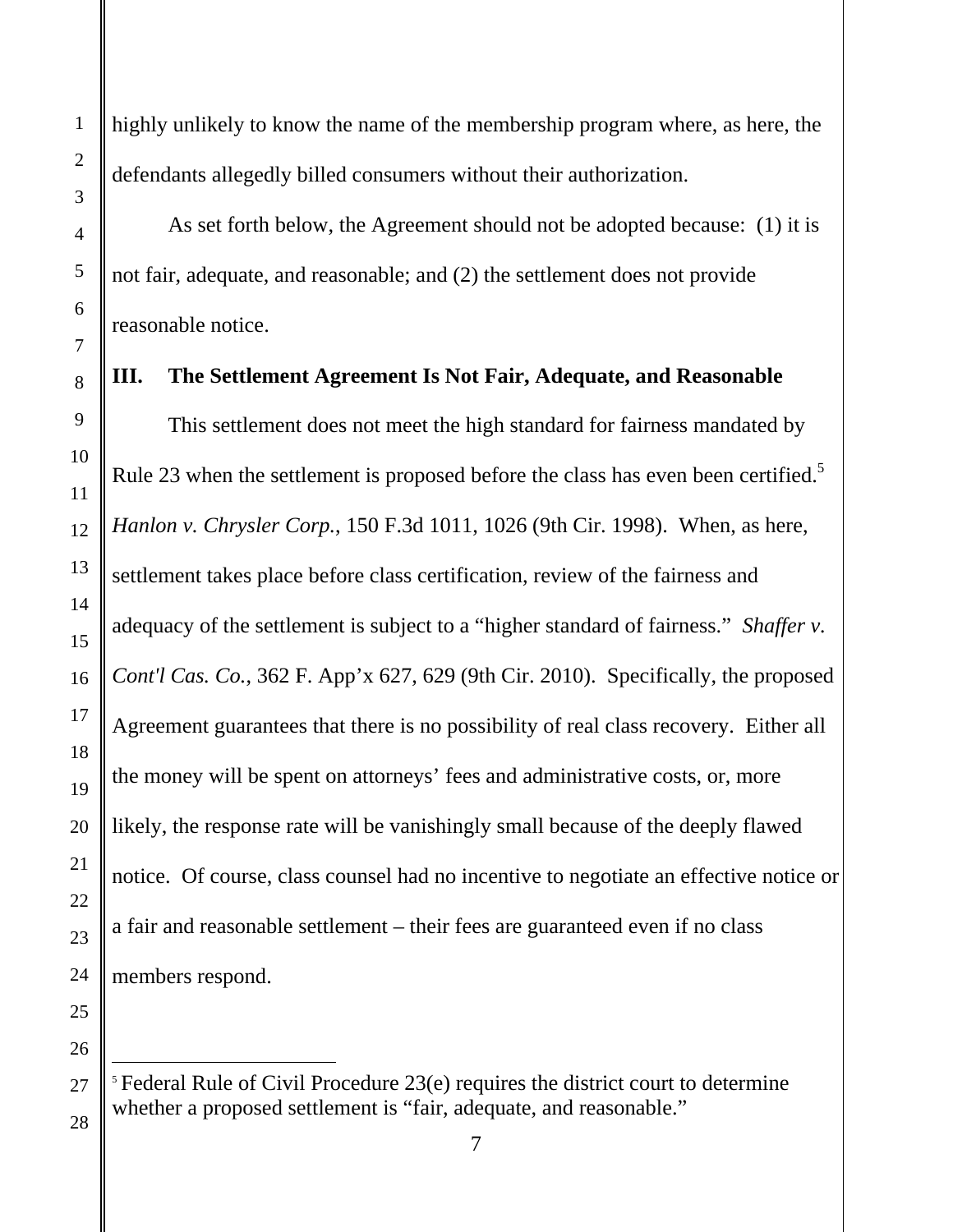highly unlikely to know the name of the membership program where, as here, the defendants allegedly billed consumers without their authorization.

As set forth below, the Agreement should not be adopted because: (1) it is not fair, adequate, and reasonable; and (2) the settlement does not provide reasonable notice.

## III. The Settlement Agreement Is Not Fair, Adequate, and Reasonable

This settlement does not meet the high standard for fairness mandated by Rule 23 when the settlement is proposed before the class has even been certified.[5] *Hanlon v. Chrysler Corp.*, 150 F.3d 1011, 1026 (9th Cir. 1998). When, as here, settlement takes place before class certification, review of the fairness and adequacy of the settlement is subject to a "higher standard of fairness." *Shaffer v. Cont'l Cas. Co.*, 362 F. App'x 627, 629 (9th Cir. 2010). Specifically, the proposed Agreement guarantees that there is no possibility of real class recovery. Either all the money will be spent on attorneys' fees and administrative costs, or, more likely, the response rate will be vanishingly small because of the deeply flawed notice. Of course, class counsel had no incentive to negotiate an effective notice or a fair and reasonable settlement – their fees are guaranteed even if no class members respond.

---

[5] Federal Rule of Civil Procedure 23(e) requires the district court to determine whether a proposed settlement is "fair, adequate, and reasonable."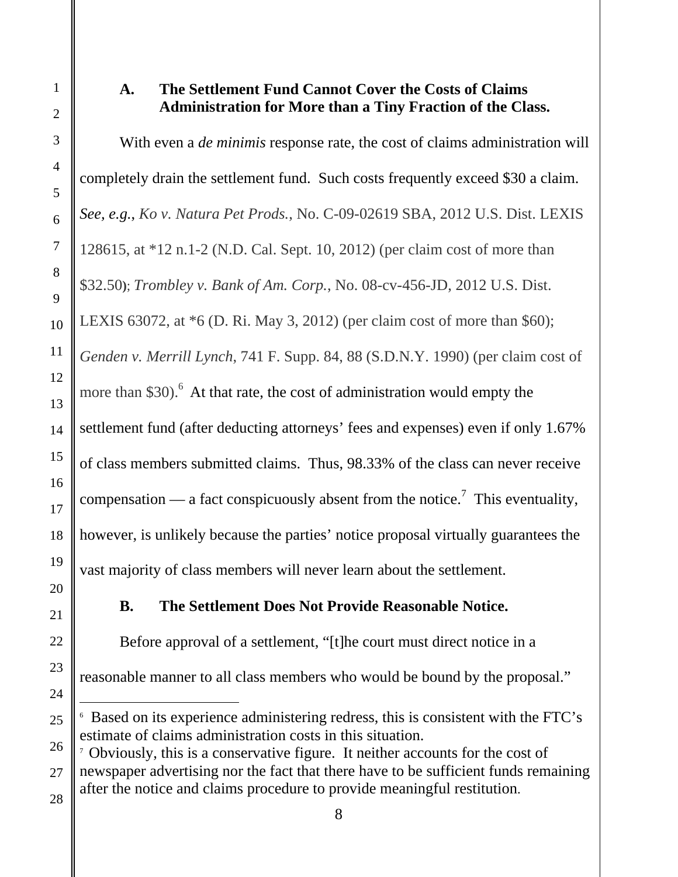### A. The Settlement Fund Cannot Cover the Costs of Claims Administration for More than a Tiny Fraction of the Class.

With even a *de minimis* response rate, the cost of claims administration will completely drain the settlement fund. Such costs frequently exceed $30 a claim. *See, e.g.*, *Ko v. Natura Pet Prods.*, No. C-09-02619 SBA, 2012 U.S. Dist. LEXIS 128615, at *12 n.1-2 (N.D. Cal. Sept. 10, 2012) (per claim cost of more than $32.50); *Trombley v. Bank of Am. Corp.*, No. 08-cv-456-JD, 2012 U.S. Dist. LEXIS 63072, at *6 (D. Ri. May 3, 2012) (per claim cost of more than $60); *Genden v. Merrill Lynch*, 741 F. Supp. 84, 88 (S.D.N.Y. 1990) (per claim cost of more than $30).[6] At that rate, the cost of administration would empty the settlement fund (after deducting attorneys' fees and expenses) even if only 1.67% of class members submitted claims. Thus, 98.33% of the class can never receive compensation — a fact conspicuously absent from the notice.[7] This eventuality, however, is unlikely because the parties' notice proposal virtually guarantees the vast majority of class members will never learn about the settlement.

### B. The Settlement Does Not Provide Reasonable Notice.

Before approval of a settlement, "[t]he court must direct notice in a reasonable manner to all class members who would be bound by the proposal."

---

[6] Based on its experience administering redress, this is consistent with the FTC's estimate of claims administration costs in this situation.

[7] Obviously, this is a conservative figure. It neither accounts for the cost of newspaper advertising nor the fact that there have to be sufficient funds remaining after the notice and claims procedure to provide meaningful restitution.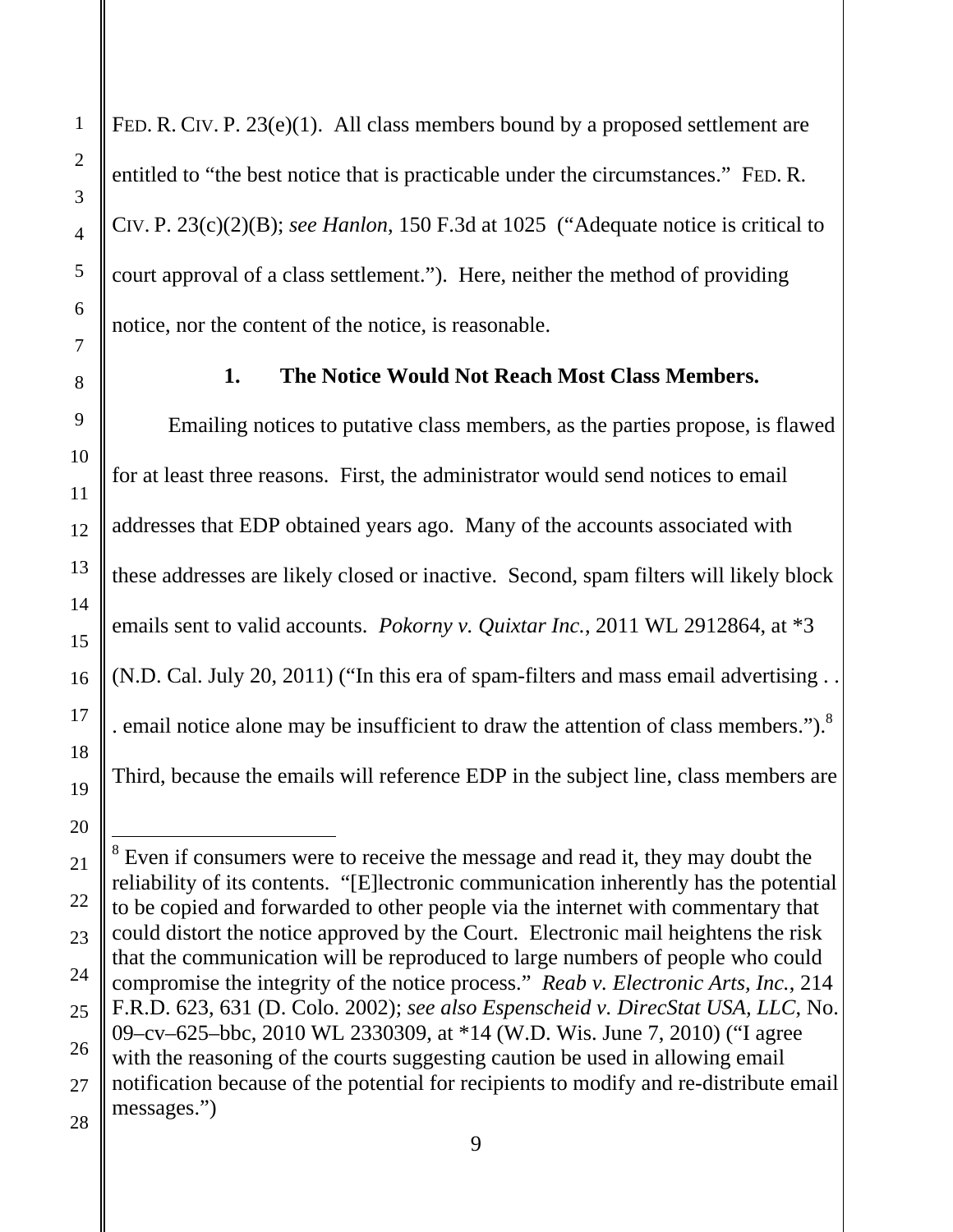FED. R. CIV. P. 23(e)(1). All class members bound by a proposed settlement are entitled to "the best notice that is practicable under the circumstances." FED. R. CIV. P. 23(c)(2)(B); *see Hanlon*, 150 F.3d at 1025 ("Adequate notice is critical to court approval of a class settlement."). Here, neither the method of providing notice, nor the content of the notice, is reasonable.

### 1. The Notice Would Not Reach Most Class Members.

Emailing notices to putative class members, as the parties propose, is flawed for at least three reasons. First, the administrator would send notices to email addresses that EDP obtained years ago. Many of the accounts associated with these addresses are likely closed or inactive. Second, spam filters will likely block emails sent to valid accounts. *Pokorny v. Quixtar Inc.*, 2011 WL 2912864, at *3 (N.D. Cal. July 20, 2011) ("In this era of spam-filters and mass email advertising . . . email notice alone may be insufficient to draw the attention of class members.").[8] Third, because the emails will reference EDP in the subject line, class members are

---

[8] Even if consumers were to receive the message and read it, they may doubt the reliability of its contents. "[E]lectronic communication inherently has the potential to be copied and forwarded to other people via the internet with commentary that could distort the notice approved by the Court. Electronic mail heightens the risk that the communication will be reproduced to large numbers of people who could compromise the integrity of the notice process." *Reab v. Electronic Arts, Inc.*, 214 F.R.D. 623, 631 (D. Colo. 2002); *see also Espenscheid v. DirecStat USA, LLC*, No. 09–cv–625–bbc, 2010 WL 2330309, at *14 (W.D. Wis. June 7, 2010) ("I agree with the reasoning of the courts suggesting caution be used in allowing email notification because of the potential for recipients to modify and re-distribute email messages.")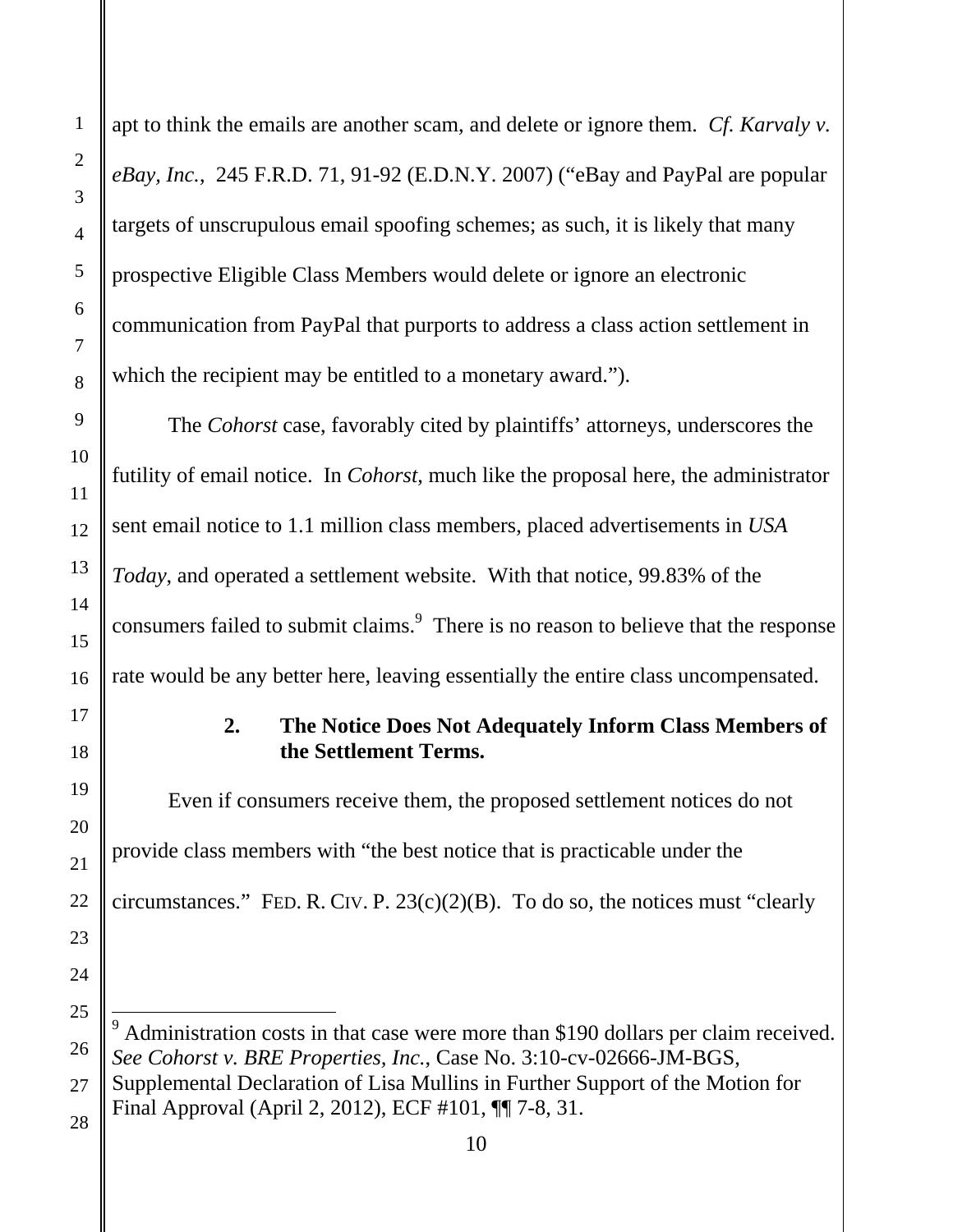apt to think the emails are another scam, and delete or ignore them. *Cf. Karvaly v. eBay, Inc.*, 245 F.R.D. 71, 91-92 (E.D.N.Y. 2007) ("eBay and PayPal are popular targets of unscrupulous email spoofing schemes; as such, it is likely that many prospective Eligible Class Members would delete or ignore an electronic communication from PayPal that purports to address a class action settlement in which the recipient may be entitled to a monetary award.").

The *Cohorst* case, favorably cited by plaintiffs' attorneys, underscores the futility of email notice. In *Cohorst*, much like the proposal here, the administrator sent email notice to 1.1 million class members, placed advertisements in *USA Today*, and operated a settlement website. With that notice, 99.83% of the consumers failed to submit claims.[9] There is no reason to believe that the response rate would be any better here, leaving essentially the entire class uncompensated.

### 2. The Notice Does Not Adequately Inform Class Members of the Settlement Terms.

Even if consumers receive them, the proposed settlement notices do not provide class members with "the best notice that is practicable under the circumstances." FED. R. CIV. P. 23(c)(2)(B). To do so, the notices must "clearly

---

[9] Administration costs in that case were more than $190 dollars per claim received. *See Cohorst v. BRE Properties, Inc.*, Case No. 3:10-cv-02666-JM-BGS, Supplemental Declaration of Lisa Mullins in Further Support of the Motion for Final Approval (April 2, 2012), ECF #101, ¶¶ 7-8, 31.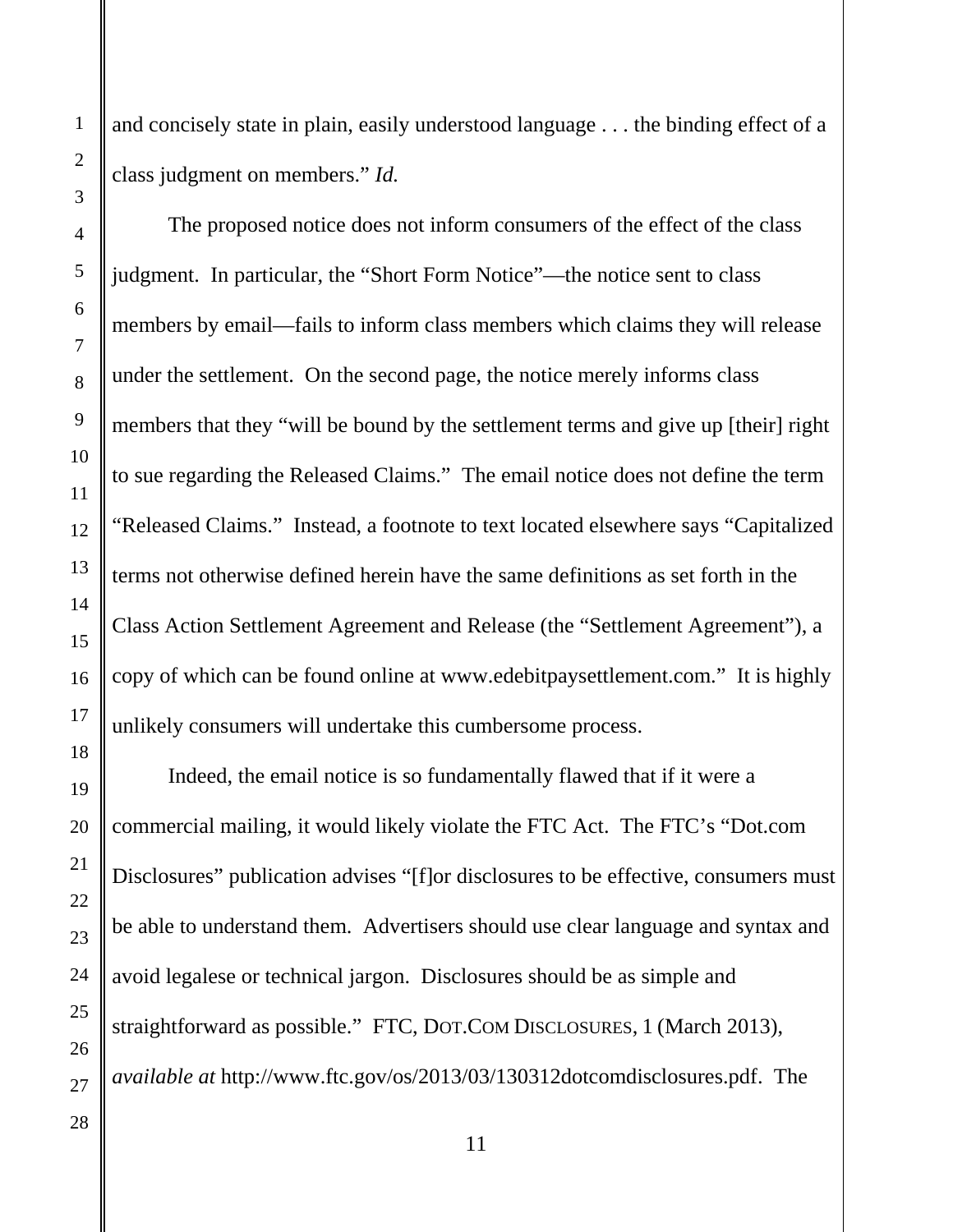and concisely state in plain, easily understood language . . . the binding effect of a class judgment on members." *Id.*

The proposed notice does not inform consumers of the effect of the class judgment. In particular, the "Short Form Notice"—the notice sent to class members by email—fails to inform class members which claims they will release under the settlement. On the second page, the notice merely informs class members that they "will be bound by the settlement terms and give up [their] right to sue regarding the Released Claims." The email notice does not define the term "Released Claims." Instead, a footnote to text located elsewhere says "Capitalized terms not otherwise defined herein have the same definitions as set forth in the Class Action Settlement Agreement and Release (the "Settlement Agreement"), a copy of which can be found online at www.edebitpaysettlement.com." It is highly unlikely consumers will undertake this cumbersome process.

Indeed, the email notice is so fundamentally flawed that if it were a commercial mailing, it would likely violate the FTC Act. The FTC's "Dot.com Disclosures" publication advises "[f]or disclosures to be effective, consumers must be able to understand them. Advertisers should use clear language and syntax and avoid legalese or technical jargon. Disclosures should be as simple and straightforward as possible." FTC, DOT.COM DISCLOSURES, 1 (March 2013), *available at* http://www.ftc.gov/os/2013/03/130312dotcomdisclosures.pdf. The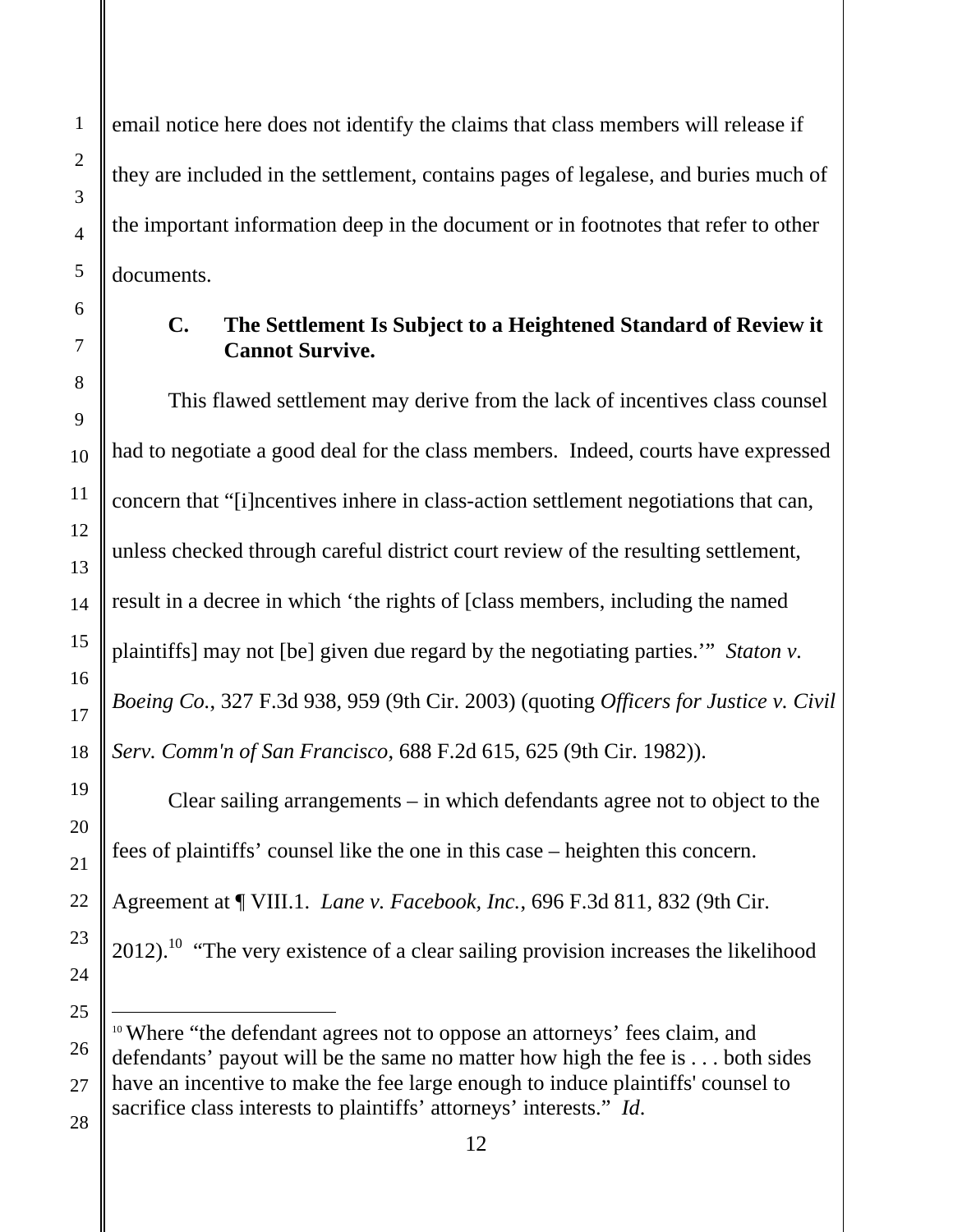email notice here does not identify the claims that class members will release if they are included in the settlement, contains pages of legalese, and buries much of the important information deep in the document or in footnotes that refer to other documents.

### C. The Settlement Is Subject to a Heightened Standard of Review it Cannot Survive.

This flawed settlement may derive from the lack of incentives class counsel had to negotiate a good deal for the class members. Indeed, courts have expressed concern that "[i]ncentives inhere in class-action settlement negotiations that can, unless checked through careful district court review of the resulting settlement, result in a decree in which 'the rights of [class members, including the named plaintiffs] may not [be] given due regard by the negotiating parties.'" *Staton v. Boeing Co.*, 327 F.3d 938, 959 (9th Cir. 2003) (quoting *Officers for Justice v. Civil Serv. Comm'n of San Francisco*, 688 F.2d 615, 625 (9th Cir. 1982)).

Clear sailing arrangements – in which defendants agree not to object to the fees of plaintiffs' counsel like the one in this case – heighten this concern. Agreement at ¶ VIII.1. *Lane v. Facebook, Inc.*, 696 F.3d 811, 832 (9th Cir. 2012).[10] "The very existence of a clear sailing provision increases the likelihood

---

[10] Where "the defendant agrees not to oppose an attorneys' fees claim, and defendants' payout will be the same no matter how high the fee is . . . both sides have an incentive to make the fee large enough to induce plaintiffs' counsel to sacrifice class interests to plaintiffs' attorneys' interests." *Id.*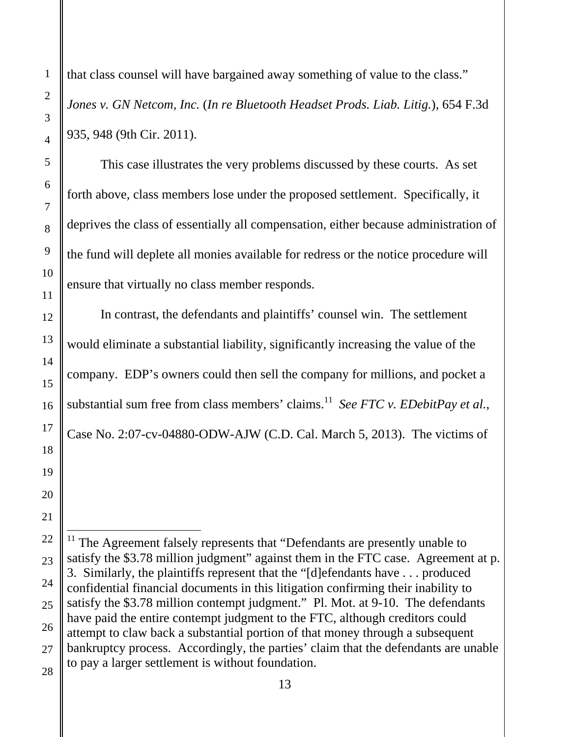that class counsel will have bargained away something of value to the class." *Jones v. GN Netcom, Inc.* (*In re Bluetooth Headset Prods. Liab. Litig.*), 654 F.3d 935, 948 (9th Cir. 2011).

This case illustrates the very problems discussed by these courts. As set forth above, class members lose under the proposed settlement. Specifically, it deprives the class of essentially all compensation, either because administration of the fund will deplete all monies available for redress or the notice procedure will ensure that virtually no class member responds.

In contrast, the defendants and plaintiffs' counsel win. The settlement would eliminate a substantial liability, significantly increasing the value of the company. EDP's owners could then sell the company for millions, and pocket a substantial sum free from class members' claims.[11] *See FTC v. EDebitPay et al.*, Case No. 2:07-cv-04880-ODW-AJW (C.D. Cal. March 5, 2013). The victims of

---

[11] The Agreement falsely represents that "Defendants are presently unable to satisfy the $3.78 million judgment" against them in the FTC case. Agreement at p. 3. Similarly, the plaintiffs represent that the "[d]efendants have . . . produced confidential financial documents in this litigation confirming their inability to satisfy the $3.78 million contempt judgment." Pl. Mot. at 9-10. The defendants have paid the entire contempt judgment to the FTC, although creditors could attempt to claw back a substantial portion of that money through a subsequent bankruptcy process. Accordingly, the parties' claim that the defendants are unable to pay a larger settlement is without foundation.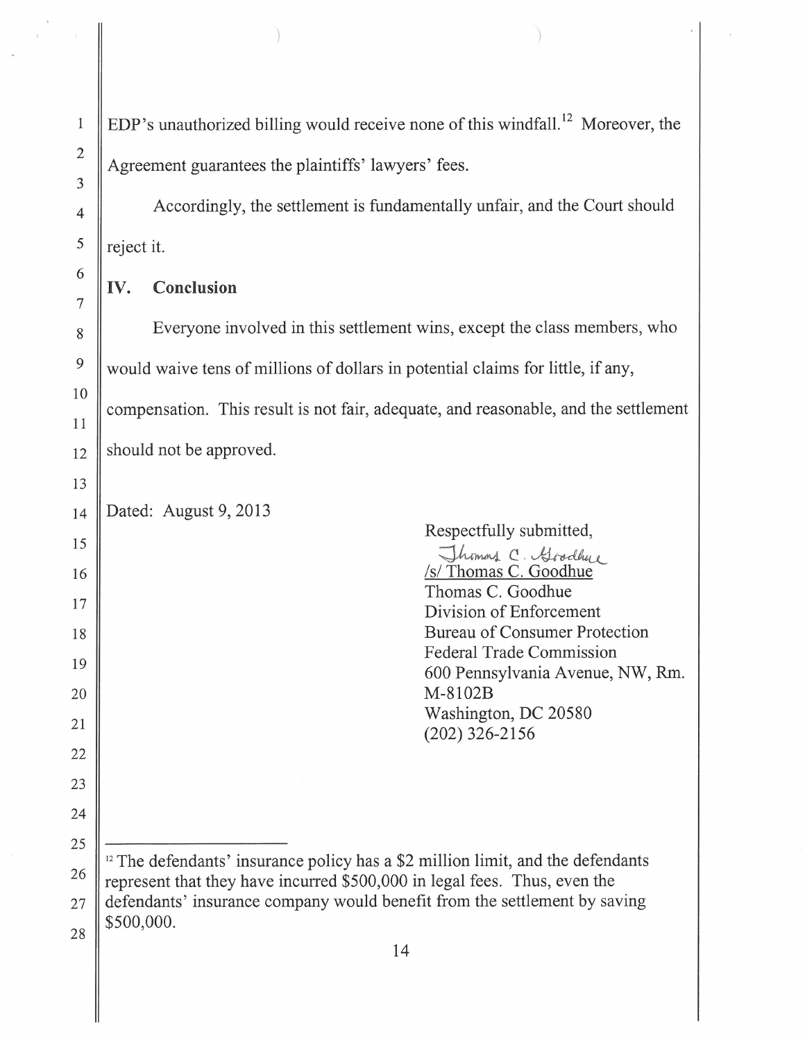EDP's unauthorized billing would receive none of this windfall.[12] Moreover, the Agreement guarantees the plaintiffs' lawyers' fees.

Accordingly, the settlement is fundamentally unfair, and the Court should reject it.

## IV. Conclusion

Everyone involved in this settlement wins, except the class members, who would waive tens of millions of dollars in potential claims for little, if any, compensation. This result is not fair, adequate, and reasonable, and the settlement should not be approved.

Dated: August 9, 2013

Respectfully submitted,

/s/ Thomas C. Goodhue
Thomas C. Goodhue
Division of Enforcement
Bureau of Consumer Protection
Federal Trade Commission
600 Pennsylvania Avenue, NW, Rm. M-8102B
Washington, DC 20580
(202) 326-2156

---

[12] The defendants' insurance policy has a $2 million limit, and the defendants represent that they have incurred $500,000 in legal fees. Thus, even the defendants' insurance company would benefit from the settlement by saving $500,000.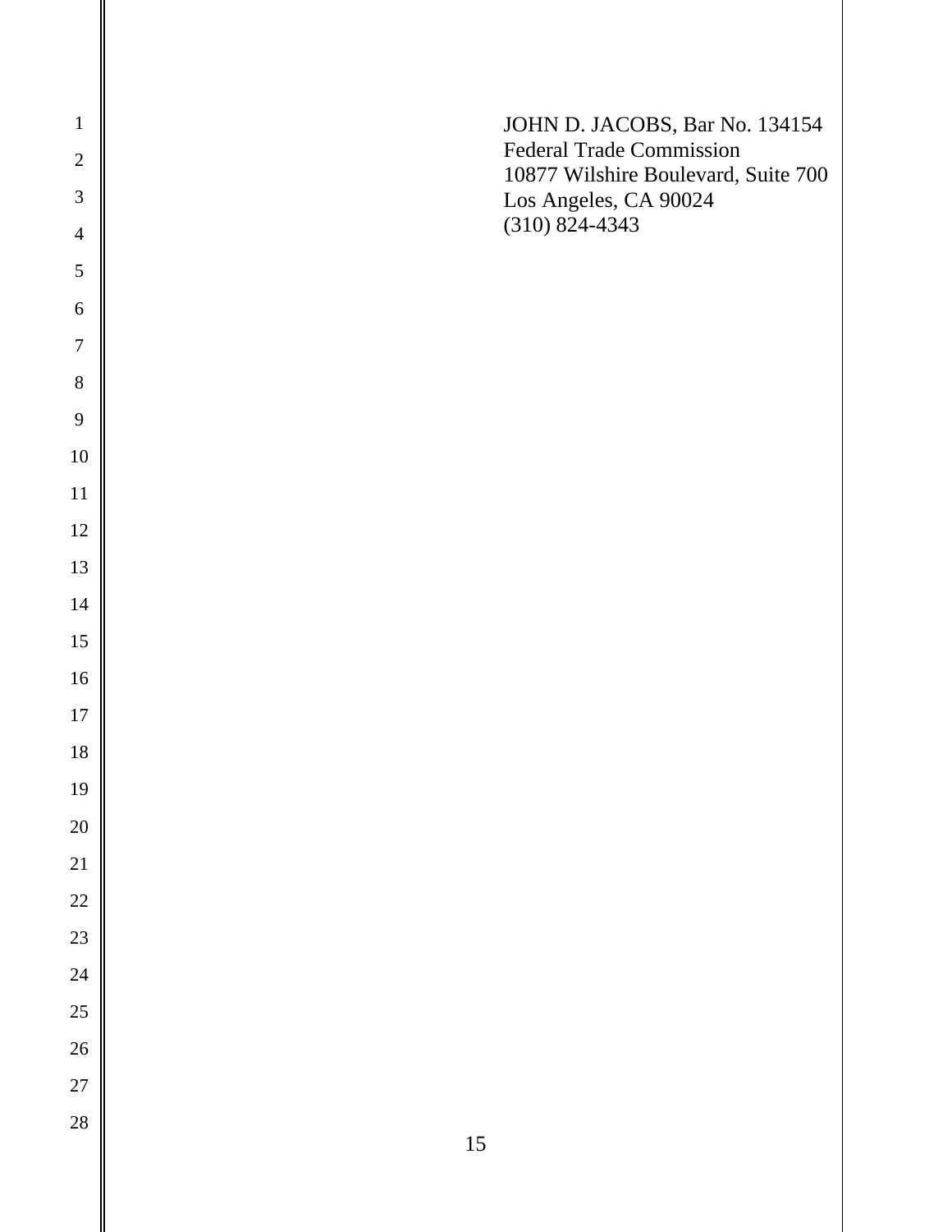JOHN D. JACOBS, Bar No. 134154
Federal Trade Commission
10877 Wilshire Boulevard, Suite 700
Los Angeles, CA 90024
(310) 824-4343